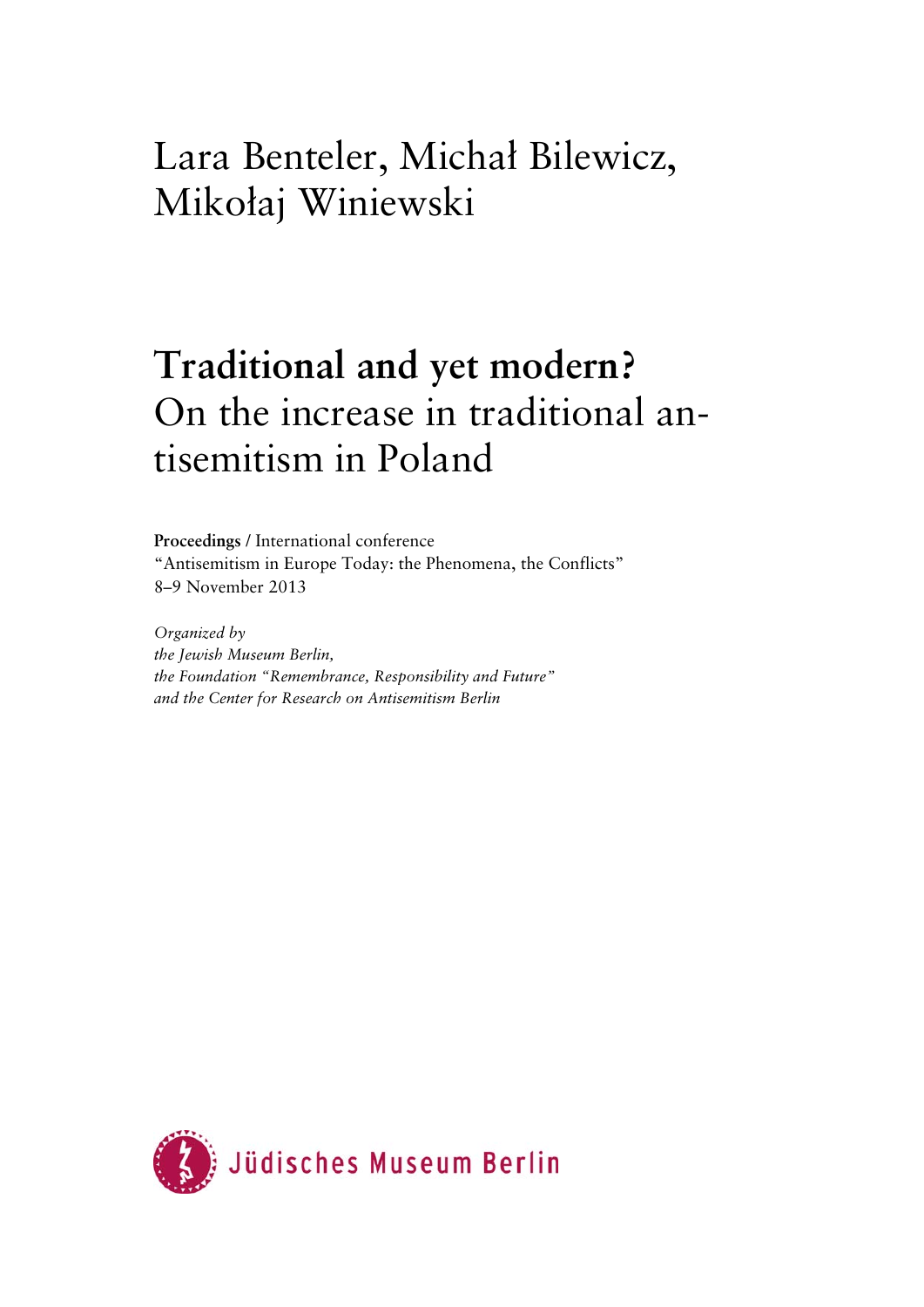Lara Benteler, Michał Bilewicz, Mikołaj Winiewski

# Traditional and yet modern?

## On the increase in traditional antisemitism in Poland

**Proceedings** / International conference
"Antisemitism in Europe Today: the Phenomena, the Conflicts"
8–9 November 2013

*Organized by*
*the Jewish Museum Berlin,*
*the Foundation "Remembrance, Responsibility and Future"*
*and the Center for Research on Antisemitism Berlin*

Jüdisches Museum Berlin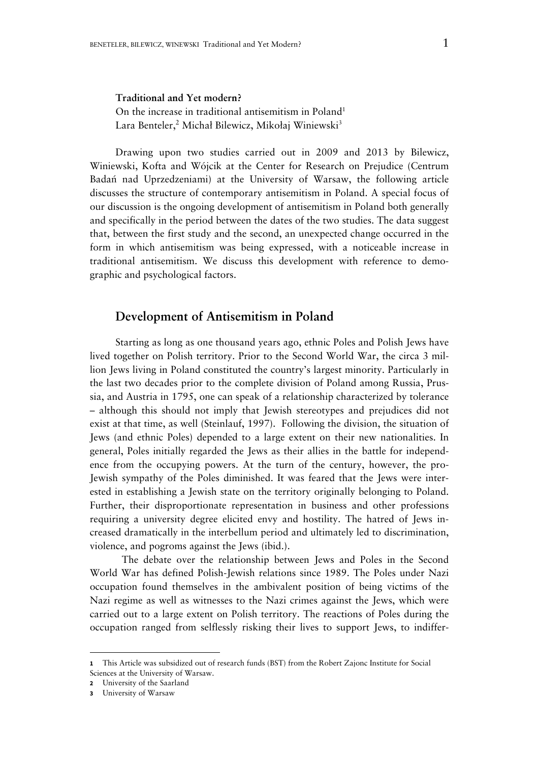**Traditional and Yet modern?**

On the increase in traditional antisemitism in Poland[1]

Lara Benteler,[2] Michał Bilewicz, Mikołaj Winiewski[3]

Drawing upon two studies carried out in 2009 and 2013 by Bilewicz, Winiewski, Kofta and Wójcik at the Center for Research on Prejudice (Centrum Badań nad Uprzedzeniami) at the University of Warsaw, the following article discusses the structure of contemporary antisemitism in Poland. A special focus of our discussion is the ongoing development of antisemitism in Poland both generally and specifically in the period between the dates of the two studies. The data suggest that, between the first study and the second, an unexpected change occurred in the form in which antisemitism was being expressed, with a noticeable increase in traditional antisemitism. We discuss this development with reference to demographic and psychological factors.

## Development of Antisemitism in Poland

Starting as long as one thousand years ago, ethnic Poles and Polish Jews have lived together on Polish territory. Prior to the Second World War, the circa 3 million Jews living in Poland constituted the country's largest minority. Particularly in the last two decades prior to the complete division of Poland among Russia, Prussia, and Austria in 1795, one can speak of a relationship characterized by tolerance – although this should not imply that Jewish stereotypes and prejudices did not exist at that time, as well (Steinlauf, 1997). Following the division, the situation of Jews (and ethnic Poles) depended to a large extent on their new nationalities. In general, Poles initially regarded the Jews as their allies in the battle for independence from the occupying powers. At the turn of the century, however, the pro-Jewish sympathy of the Poles diminished. It was feared that the Jews were interested in establishing a Jewish state on the territory originally belonging to Poland. Further, their disproportionate representation in business and other professions requiring a university degree elicited envy and hostility. The hatred of Jews increased dramatically in the interbellum period and ultimately led to discrimination, violence, and pogroms against the Jews (ibid.).

The debate over the relationship between Jews and Poles in the Second World War has defined Polish-Jewish relations since 1989. The Poles under Nazi occupation found themselves in the ambivalent position of being victims of the Nazi regime as well as witnesses to the Nazi crimes against the Jews, which were carried out to a large extent on Polish territory. The reactions of Poles during the occupation ranged from selflessly risking their lives to support Jews, to indiffer-

---

[1] This Article was subsidized out of research funds (BST) from the Robert Zajonc Institute for Social Sciences at the University of Warsaw.

[2] University of the Saarland

[3] University of Warsaw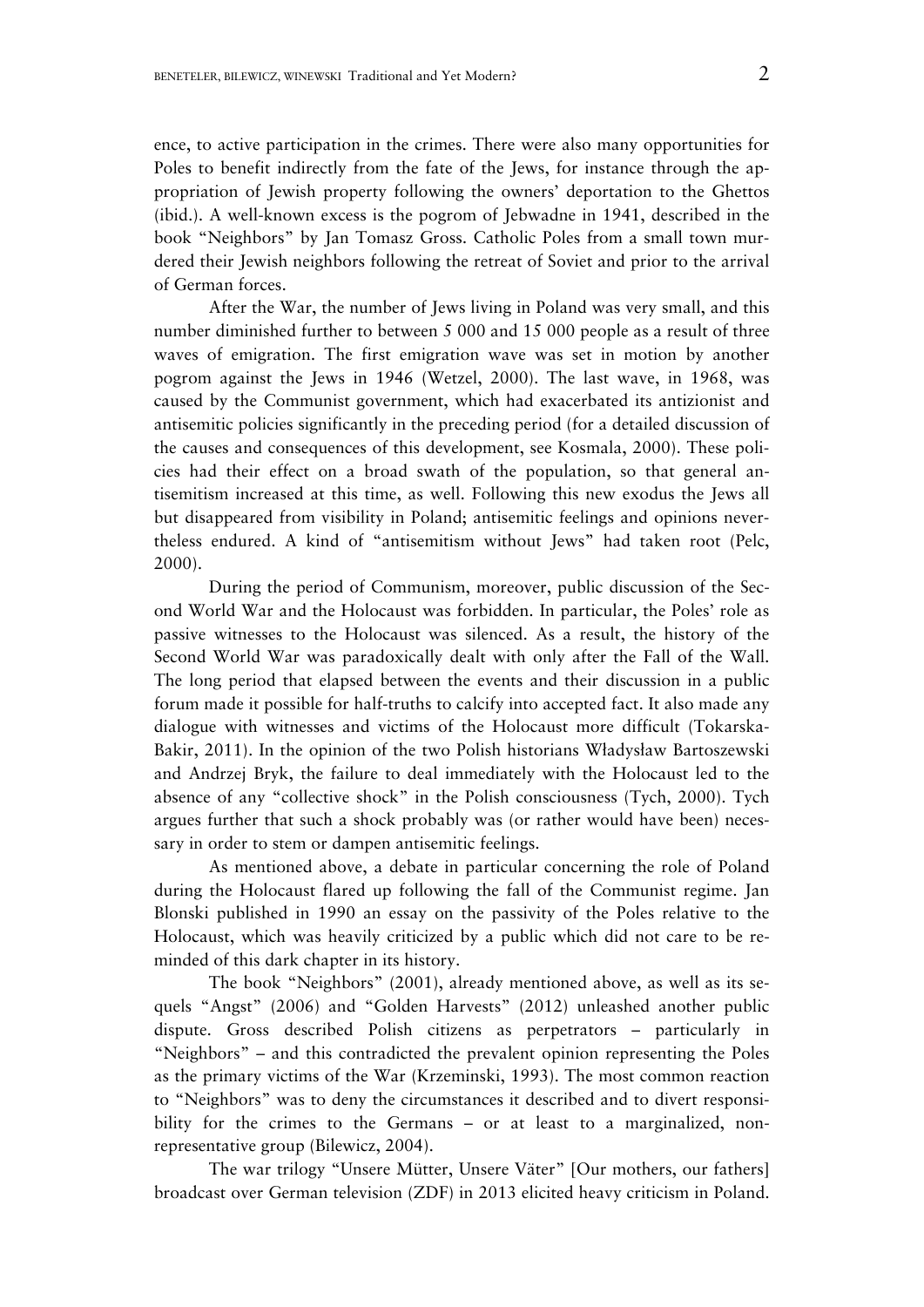ence, to active participation in the crimes. There were also many opportunities for Poles to benefit indirectly from the fate of the Jews, for instance through the appropriation of Jewish property following the owners' deportation to the Ghettos (ibid.). A well-known excess is the pogrom of Jebwadne in 1941, described in the book "Neighbors" by Jan Tomasz Gross. Catholic Poles from a small town murdered their Jewish neighbors following the retreat of Soviet and prior to the arrival of German forces.

After the War, the number of Jews living in Poland was very small, and this number diminished further to between 5 000 and 15 000 people as a result of three waves of emigration. The first emigration wave was set in motion by another pogrom against the Jews in 1946 (Wetzel, 2000). The last wave, in 1968, was caused by the Communist government, which had exacerbated its antizionist and antisemitic policies significantly in the preceding period (for a detailed discussion of the causes and consequences of this development, see Kosmala, 2000). These policies had their effect on a broad swath of the population, so that general antisemitism increased at this time, as well. Following this new exodus the Jews all but disappeared from visibility in Poland; antisemitic feelings and opinions nevertheless endured. A kind of "antisemitism without Jews" had taken root (Pelc, 2000).

During the period of Communism, moreover, public discussion of the Second World War and the Holocaust was forbidden. In particular, the Poles' role as passive witnesses to the Holocaust was silenced. As a result, the history of the Second World War was paradoxically dealt with only after the Fall of the Wall. The long period that elapsed between the events and their discussion in a public forum made it possible for half-truths to calcify into accepted fact. It also made any dialogue with witnesses and victims of the Holocaust more difficult (Tokarska-Bakir, 2011). In the opinion of the two Polish historians Władysław Bartoszewski and Andrzej Bryk, the failure to deal immediately with the Holocaust led to the absence of any "collective shock" in the Polish consciousness (Tych, 2000). Tych argues further that such a shock probably was (or rather would have been) necessary in order to stem or dampen antisemitic feelings.

As mentioned above, a debate in particular concerning the role of Poland during the Holocaust flared up following the fall of the Communist regime. Jan Blonski published in 1990 an essay on the passivity of the Poles relative to the Holocaust, which was heavily criticized by a public which did not care to be reminded of this dark chapter in its history.

The book "Neighbors" (2001), already mentioned above, as well as its sequels "Angst" (2006) and "Golden Harvests" (2012) unleashed another public dispute. Gross described Polish citizens as perpetrators – particularly in "Neighbors" – and this contradicted the prevalent opinion representing the Poles as the primary victims of the War (Krzeminski, 1993). The most common reaction to "Neighbors" was to deny the circumstances it described and to divert responsibility for the crimes to the Germans – or at least to a marginalized, non-representative group (Bilewicz, 2004).

The war trilogy "Unsere Mütter, Unsere Väter" [Our mothers, our fathers] broadcast over German television (ZDF) in 2013 elicited heavy criticism in Poland.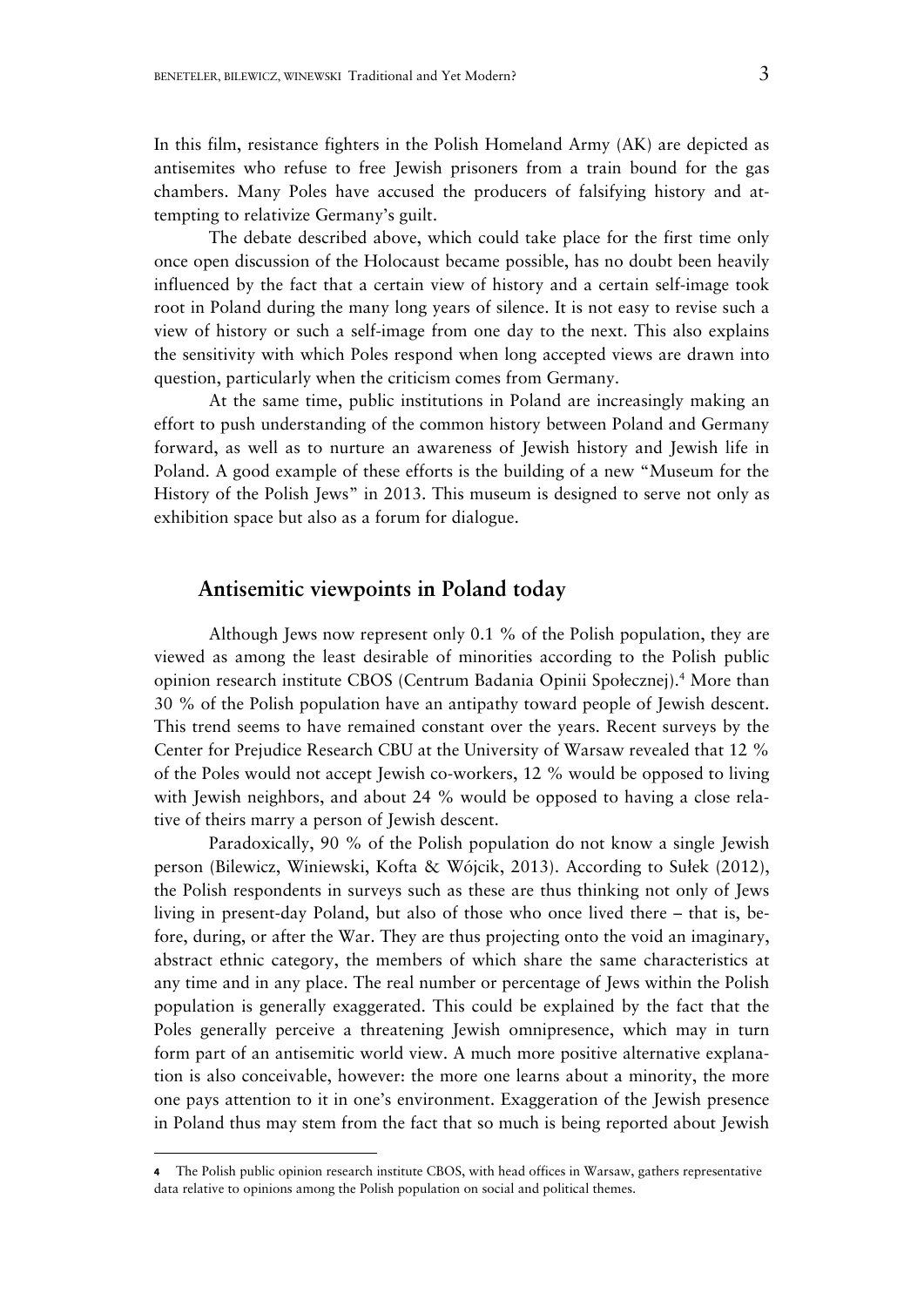In this film, resistance fighters in the Polish Homeland Army (AK) are depicted as antisemites who refuse to free Jewish prisoners from a train bound for the gas chambers. Many Poles have accused the producers of falsifying history and attempting to relativize Germany's guilt.

The debate described above, which could take place for the first time only once open discussion of the Holocaust became possible, has no doubt been heavily influenced by the fact that a certain view of history and a certain self-image took root in Poland during the many long years of silence. It is not easy to revise such a view of history or such a self-image from one day to the next. This also explains the sensitivity with which Poles respond when long accepted views are drawn into question, particularly when the criticism comes from Germany.

At the same time, public institutions in Poland are increasingly making an effort to push understanding of the common history between Poland and Germany forward, as well as to nurture an awareness of Jewish history and Jewish life in Poland. A good example of these efforts is the building of a new "Museum for the History of the Polish Jews" in 2013. This museum is designed to serve not only as exhibition space but also as a forum for dialogue.

## Antisemitic viewpoints in Poland today

Although Jews now represent only 0.1 % of the Polish population, they are viewed as among the least desirable of minorities according to the Polish public opinion research institute CBOS (Centrum Badania Opinii Społecznej).[4] More than 30 % of the Polish population have an antipathy toward people of Jewish descent. This trend seems to have remained constant over the years. Recent surveys by the Center for Prejudice Research CBU at the University of Warsaw revealed that 12 % of the Poles would not accept Jewish co-workers, 12 % would be opposed to living with Jewish neighbors, and about 24 % would be opposed to having a close relative of theirs marry a person of Jewish descent.

Paradoxically, 90 % of the Polish population do not know a single Jewish person (Bilewicz, Winiewski, Kofta & Wójcik, 2013). According to Sułek (2012), the Polish respondents in surveys such as these are thus thinking not only of Jews living in present-day Poland, but also of those who once lived there – that is, before, during, or after the War. They are thus projecting onto the void an imaginary, abstract ethnic category, the members of which share the same characteristics at any time and in any place. The real number or percentage of Jews within the Polish population is generally exaggerated. This could be explained by the fact that the Poles generally perceive a threatening Jewish omnipresence, which may in turn form part of an antisemitic world view. A much more positive alternative explanation is also conceivable, however: the more one learns about a minority, the more one pays attention to it in one's environment. Exaggeration of the Jewish presence in Poland thus may stem from the fact that so much is being reported about Jewish

---

[4] The Polish public opinion research institute CBOS, with head offices in Warsaw, gathers representative data relative to opinions among the Polish population on social and political themes.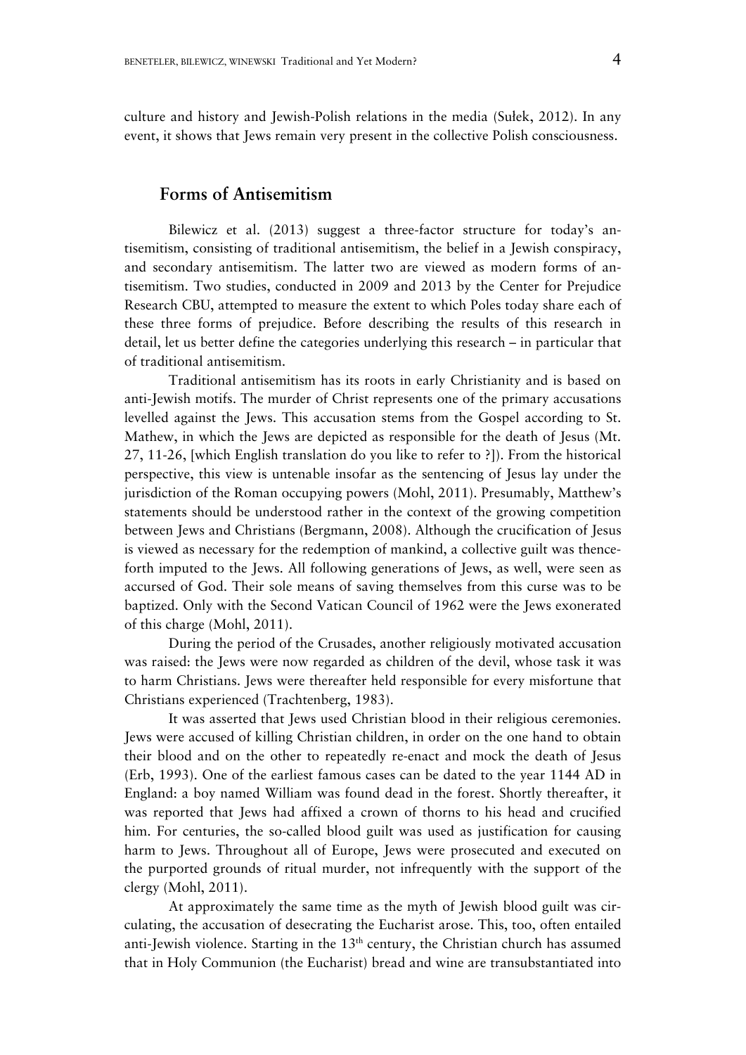culture and history and Jewish-Polish relations in the media (Sułek, 2012). In any event, it shows that Jews remain very present in the collective Polish consciousness.

## Forms of Antisemitism

Bilewicz et al. (2013) suggest a three-factor structure for today's antisemitism, consisting of traditional antisemitism, the belief in a Jewish conspiracy, and secondary antisemitism. The latter two are viewed as modern forms of antisemitism. Two studies, conducted in 2009 and 2013 by the Center for Prejudice Research CBU, attempted to measure the extent to which Poles today share each of these three forms of prejudice. Before describing the results of this research in detail, let us better define the categories underlying this research – in particular that of traditional antisemitism.

Traditional antisemitism has its roots in early Christianity and is based on anti-Jewish motifs. The murder of Christ represents one of the primary accusations levelled against the Jews. This accusation stems from the Gospel according to St. Mathew, in which the Jews are depicted as responsible for the death of Jesus (Mt. 27, 11-26, [which English translation do you like to refer to ?]). From the historical perspective, this view is untenable insofar as the sentencing of Jesus lay under the jurisdiction of the Roman occupying powers (Mohl, 2011). Presumably, Matthew's statements should be understood rather in the context of the growing competition between Jews and Christians (Bergmann, 2008). Although the crucification of Jesus is viewed as necessary for the redemption of mankind, a collective guilt was thenceforth imputed to the Jews. All following generations of Jews, as well, were seen as accursed of God. Their sole means of saving themselves from this curse was to be baptized. Only with the Second Vatican Council of 1962 were the Jews exonerated of this charge (Mohl, 2011).

During the period of the Crusades, another religiously motivated accusation was raised: the Jews were now regarded as children of the devil, whose task it was to harm Christians. Jews were thereafter held responsible for every misfortune that Christians experienced (Trachtenberg, 1983).

It was asserted that Jews used Christian blood in their religious ceremonies. Jews were accused of killing Christian children, in order on the one hand to obtain their blood and on the other to repeatedly re-enact and mock the death of Jesus (Erb, 1993). One of the earliest famous cases can be dated to the year 1144 AD in England: a boy named William was found dead in the forest. Shortly thereafter, it was reported that Jews had affixed a crown of thorns to his head and crucified him. For centuries, the so-called blood guilt was used as justification for causing harm to Jews. Throughout all of Europe, Jews were prosecuted and executed on the purported grounds of ritual murder, not infrequently with the support of the clergy (Mohl, 2011).

At approximately the same time as the myth of Jewish blood guilt was circulating, the accusation of desecrating the Eucharist arose. This, too, often entailed anti-Jewish violence. Starting in the 13th century, the Christian church has assumed that in Holy Communion (the Eucharist) bread and wine are transubstantiated into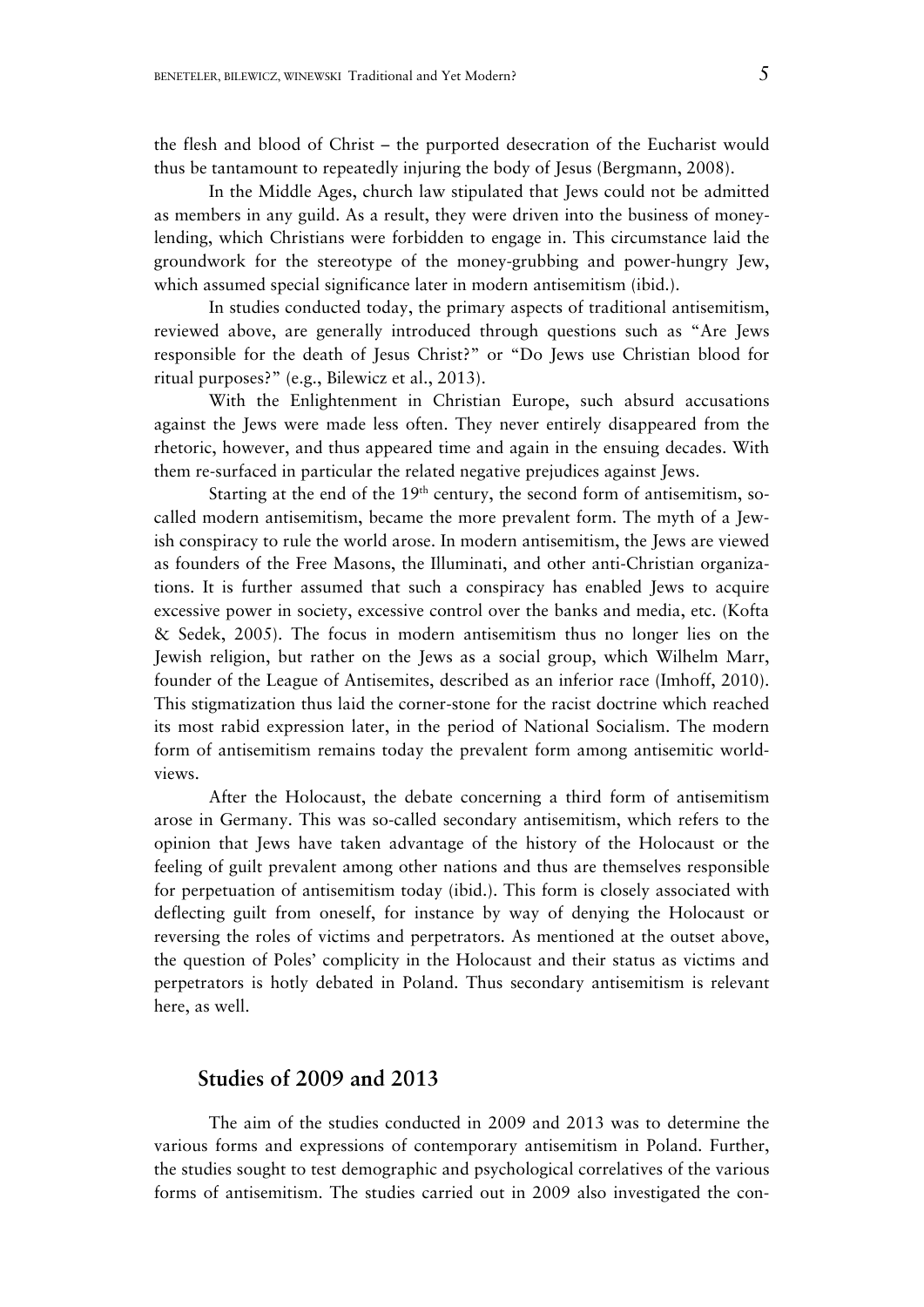the flesh and blood of Christ – the purported desecration of the Eucharist would thus be tantamount to repeatedly injuring the body of Jesus (Bergmann, 2008).

In the Middle Ages, church law stipulated that Jews could not be admitted as members in any guild. As a result, they were driven into the business of money-lending, which Christians were forbidden to engage in. This circumstance laid the groundwork for the stereotype of the money-grubbing and power-hungry Jew, which assumed special significance later in modern antisemitism (ibid.).

In studies conducted today, the primary aspects of traditional antisemitism, reviewed above, are generally introduced through questions such as "Are Jews responsible for the death of Jesus Christ?" or "Do Jews use Christian blood for ritual purposes?" (e.g., Bilewicz et al., 2013).

With the Enlightenment in Christian Europe, such absurd accusations against the Jews were made less often. They never entirely disappeared from the rhetoric, however, and thus appeared time and again in the ensuing decades. With them re-surfaced in particular the related negative prejudices against Jews.

Starting at the end of the 19th century, the second form of antisemitism, so-called modern antisemitism, became the more prevalent form. The myth of a Jewish conspiracy to rule the world arose. In modern antisemitism, the Jews are viewed as founders of the Free Masons, the Illuminati, and other anti-Christian organizations. It is further assumed that such a conspiracy has enabled Jews to acquire excessive power in society, excessive control over the banks and media, etc. (Kofta & Sedek, 2005). The focus in modern antisemitism thus no longer lies on the Jewish religion, but rather on the Jews as a social group, which Wilhelm Marr, founder of the League of Antisemites, described as an inferior race (Imhoff, 2010). This stigmatization thus laid the corner-stone for the racist doctrine which reached its most rabid expression later, in the period of National Socialism. The modern form of antisemitism remains today the prevalent form among antisemitic world-views.

After the Holocaust, the debate concerning a third form of antisemitism arose in Germany. This was so-called secondary antisemitism, which refers to the opinion that Jews have taken advantage of the history of the Holocaust or the feeling of guilt prevalent among other nations and thus are themselves responsible for perpetuation of antisemitism today (ibid.). This form is closely associated with deflecting guilt from oneself, for instance by way of denying the Holocaust or reversing the roles of victims and perpetrators. As mentioned at the outset above, the question of Poles' complicity in the Holocaust and their status as victims and perpetrators is hotly debated in Poland. Thus secondary antisemitism is relevant here, as well.

## Studies of 2009 and 2013

The aim of the studies conducted in 2009 and 2013 was to determine the various forms and expressions of contemporary antisemitism in Poland. Further, the studies sought to test demographic and psychological correlatives of the various forms of antisemitism. The studies carried out in 2009 also investigated the con-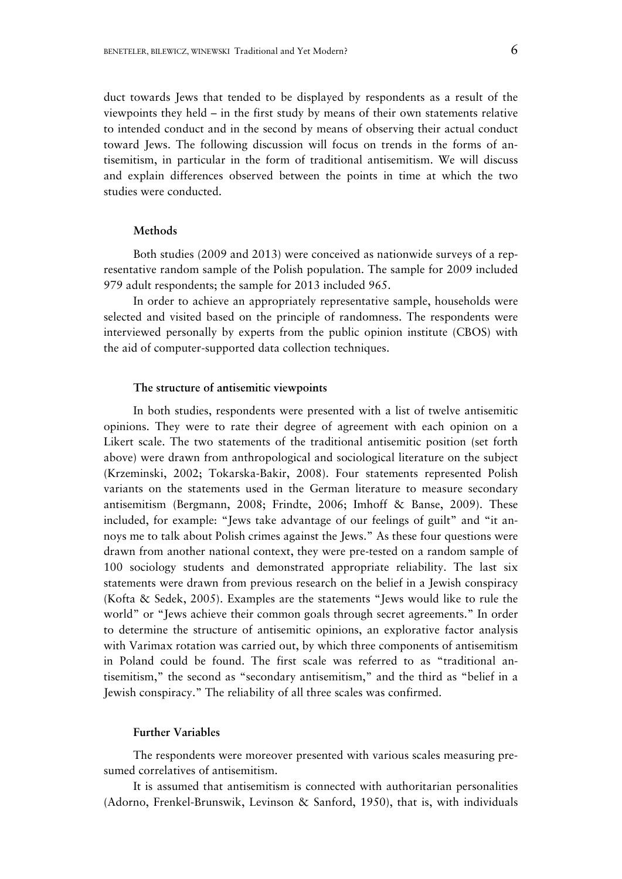duct towards Jews that tended to be displayed by respondents as a result of the viewpoints they held – in the first study by means of their own statements relative to intended conduct and in the second by means of observing their actual conduct toward Jews. The following discussion will focus on trends in the forms of antisemitism, in particular in the form of traditional antisemitism. We will discuss and explain differences observed between the points in time at which the two studies were conducted.

### Methods

Both studies (2009 and 2013) were conceived as nationwide surveys of a representative random sample of the Polish population. The sample for 2009 included 979 adult respondents; the sample for 2013 included 965.

In order to achieve an appropriately representative sample, households were selected and visited based on the principle of randomness. The respondents were interviewed personally by experts from the public opinion institute (CBOS) with the aid of computer-supported data collection techniques.

### The structure of antisemitic viewpoints

In both studies, respondents were presented with a list of twelve antisemitic opinions. They were to rate their degree of agreement with each opinion on a Likert scale. The two statements of the traditional antisemitic position (set forth above) were drawn from anthropological and sociological literature on the subject (Krzeminski, 2002; Tokarska-Bakir, 2008). Four statements represented Polish variants on the statements used in the German literature to measure secondary antisemitism (Bergmann, 2008; Frindte, 2006; Imhoff & Banse, 2009). These included, for example: "Jews take advantage of our feelings of guilt" and "it annoys me to talk about Polish crimes against the Jews." As these four questions were drawn from another national context, they were pre-tested on a random sample of 100 sociology students and demonstrated appropriate reliability. The last six statements were drawn from previous research on the belief in a Jewish conspiracy (Kofta & Sedek, 2005). Examples are the statements "Jews would like to rule the world" or "Jews achieve their common goals through secret agreements." In order to determine the structure of antisemitic opinions, an explorative factor analysis with Varimax rotation was carried out, by which three components of antisemitism in Poland could be found. The first scale was referred to as "traditional antisemitism," the second as "secondary antisemitism," and the third as "belief in a Jewish conspiracy." The reliability of all three scales was confirmed.

### Further Variables

The respondents were moreover presented with various scales measuring presumed correlatives of antisemitism.

It is assumed that antisemitism is connected with authoritarian personalities (Adorno, Frenkel-Brunswik, Levinson & Sanford, 1950), that is, with individuals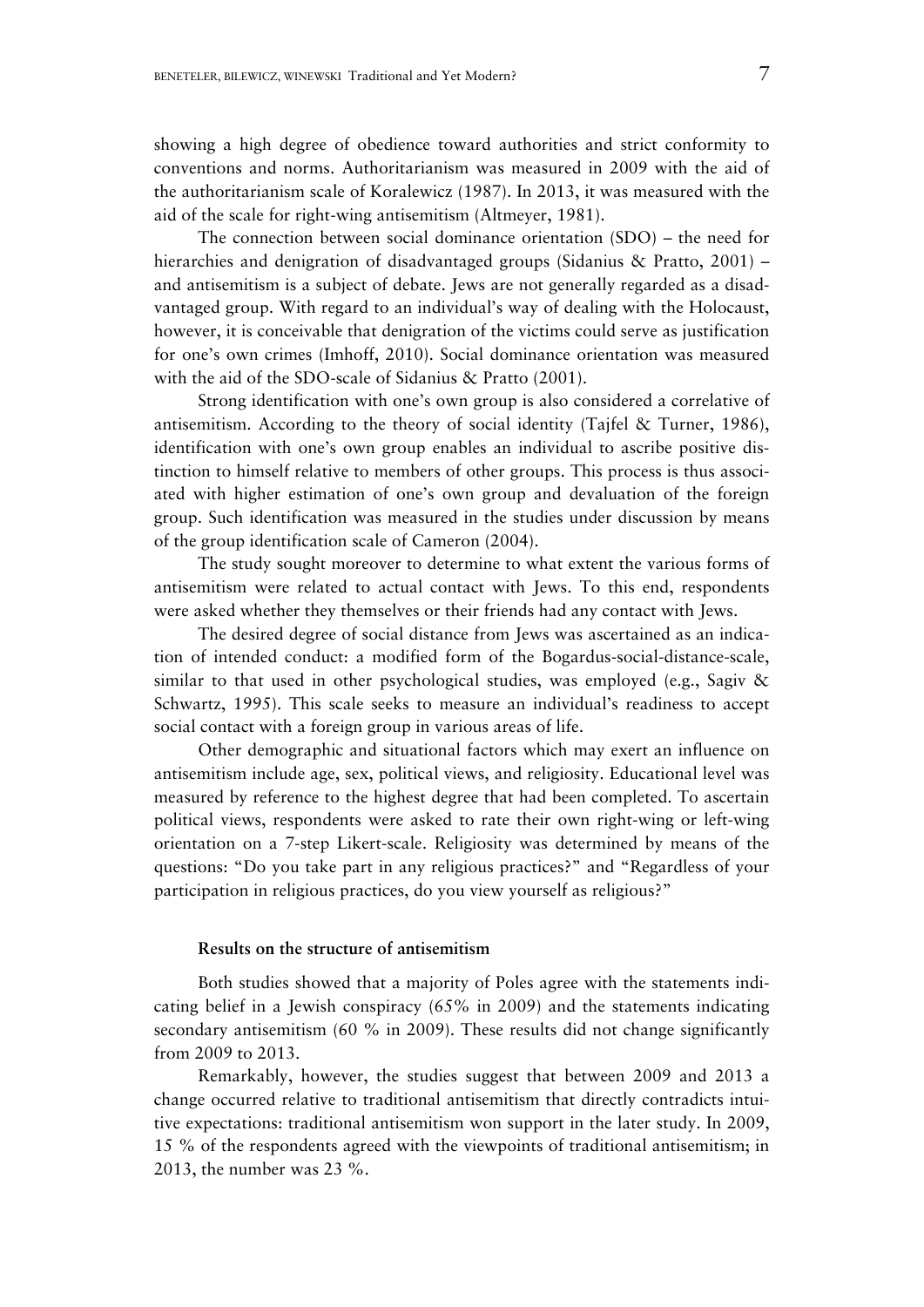showing a high degree of obedience toward authorities and strict conformity to conventions and norms. Authoritarianism was measured in 2009 with the aid of the authoritarianism scale of Koralewicz (1987). In 2013, it was measured with the aid of the scale for right-wing antisemitism (Altmeyer, 1981).

The connection between social dominance orientation (SDO) – the need for hierarchies and denigration of disadvantaged groups (Sidanius & Pratto, 2001) – and antisemitism is a subject of debate. Jews are not generally regarded as a disadvantaged group. With regard to an individual's way of dealing with the Holocaust, however, it is conceivable that denigration of the victims could serve as justification for one's own crimes (Imhoff, 2010). Social dominance orientation was measured with the aid of the SDO-scale of Sidanius & Pratto (2001).

Strong identification with one's own group is also considered a correlative of antisemitism. According to the theory of social identity (Tajfel & Turner, 1986), identification with one's own group enables an individual to ascribe positive distinction to himself relative to members of other groups. This process is thus associated with higher estimation of one's own group and devaluation of the foreign group. Such identification was measured in the studies under discussion by means of the group identification scale of Cameron (2004).

The study sought moreover to determine to what extent the various forms of antisemitism were related to actual contact with Jews. To this end, respondents were asked whether they themselves or their friends had any contact with Jews.

The desired degree of social distance from Jews was ascertained as an indication of intended conduct: a modified form of the Bogardus-social-distance-scale, similar to that used in other psychological studies, was employed (e.g., Sagiv & Schwartz, 1995). This scale seeks to measure an individual's readiness to accept social contact with a foreign group in various areas of life.

Other demographic and situational factors which may exert an influence on antisemitism include age, sex, political views, and religiosity. Educational level was measured by reference to the highest degree that had been completed. To ascertain political views, respondents were asked to rate their own right-wing or left-wing orientation on a 7-step Likert-scale. Religiosity was determined by means of the questions: "Do you take part in any religious practices?" and "Regardless of your participation in religious practices, do you view yourself as religious?"

### Results on the structure of antisemitism

Both studies showed that a majority of Poles agree with the statements indicating belief in a Jewish conspiracy (65% in 2009) and the statements indicating secondary antisemitism (60 % in 2009). These results did not change significantly from 2009 to 2013.

Remarkably, however, the studies suggest that between 2009 and 2013 a change occurred relative to traditional antisemitism that directly contradicts intuitive expectations: traditional antisemitism won support in the later study. In 2009, 15 % of the respondents agreed with the viewpoints of traditional antisemitism; in 2013, the number was 23 %.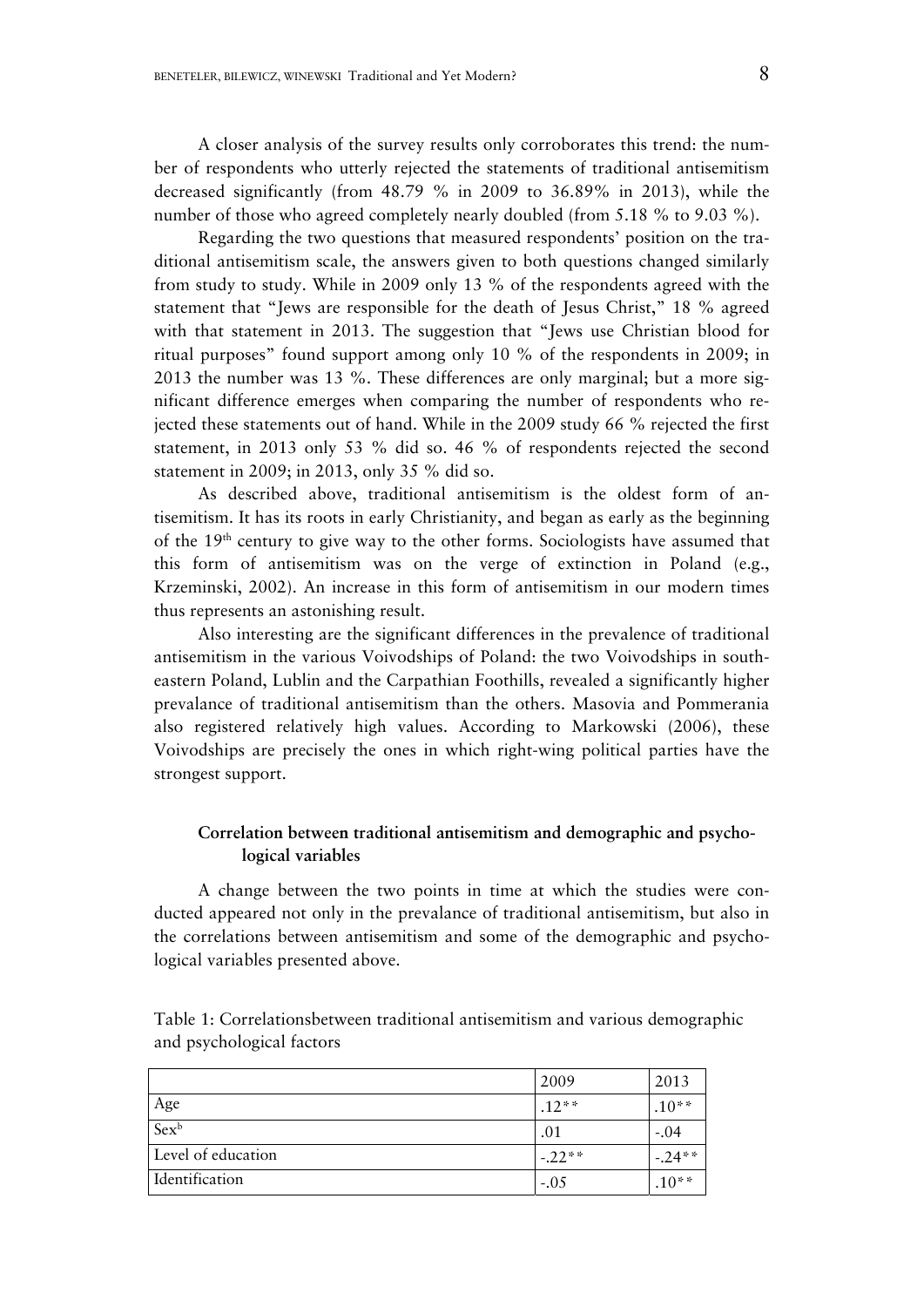A closer analysis of the survey results only corroborates this trend: the number of respondents who utterly rejected the statements of traditional antisemitism decreased significantly (from 48.79 % in 2009 to 36.89% in 2013), while the number of those who agreed completely nearly doubled (from 5.18 % to 9.03 %).

Regarding the two questions that measured respondents' position on the traditional antisemitism scale, the answers given to both questions changed similarly from study to study. While in 2009 only 13 % of the respondents agreed with the statement that "Jews are responsible for the death of Jesus Christ," 18 % agreed with that statement in 2013. The suggestion that "Jews use Christian blood for ritual purposes" found support among only 10 % of the respondents in 2009; in 2013 the number was 13 %. These differences are only marginal; but a more significant difference emerges when comparing the number of respondents who rejected these statements out of hand. While in the 2009 study 66 % rejected the first statement, in 2013 only 53 % did so. 46 % of respondents rejected the second statement in 2009; in 2013, only 35 % did so.

As described above, traditional antisemitism is the oldest form of antisemitism. It has its roots in early Christianity, and began as early as the beginning of the 19th century to give way to the other forms. Sociologists have assumed that this form of antisemitism was on the verge of extinction in Poland (e.g., Krzeminski, 2002). An increase in this form of antisemitism in our modern times thus represents an astonishing result.

Also interesting are the significant differences in the prevalence of traditional antisemitism in the various Voivodships of Poland: the two Voivodships in southeastern Poland, Lublin and the Carpathian Foothills, revealed a significantly higher prevalance of traditional antisemitism than the others. Masovia and Pommerania also registered relatively high values. According to Markowski (2006), these Voivodships are precisely the ones in which right-wing political parties have the strongest support.

### Correlation between traditional antisemitism and demographic and psychological variables

A change between the two points in time at which the studies were conducted appeared not only in the prevalance of traditional antisemitism, but also in the correlations between antisemitism and some of the demographic and psychological variables presented above.

Table 1: Correlationsbetween traditional antisemitism and various demographic and psychological factors

| | 2009 | 2013 |
|---|---|---|
| Age | .12** | .10** |
| Sex[b] | .01 | -.04 |
| Level of education | -.22** | -.24** |
| Identification | -.05 | .10** |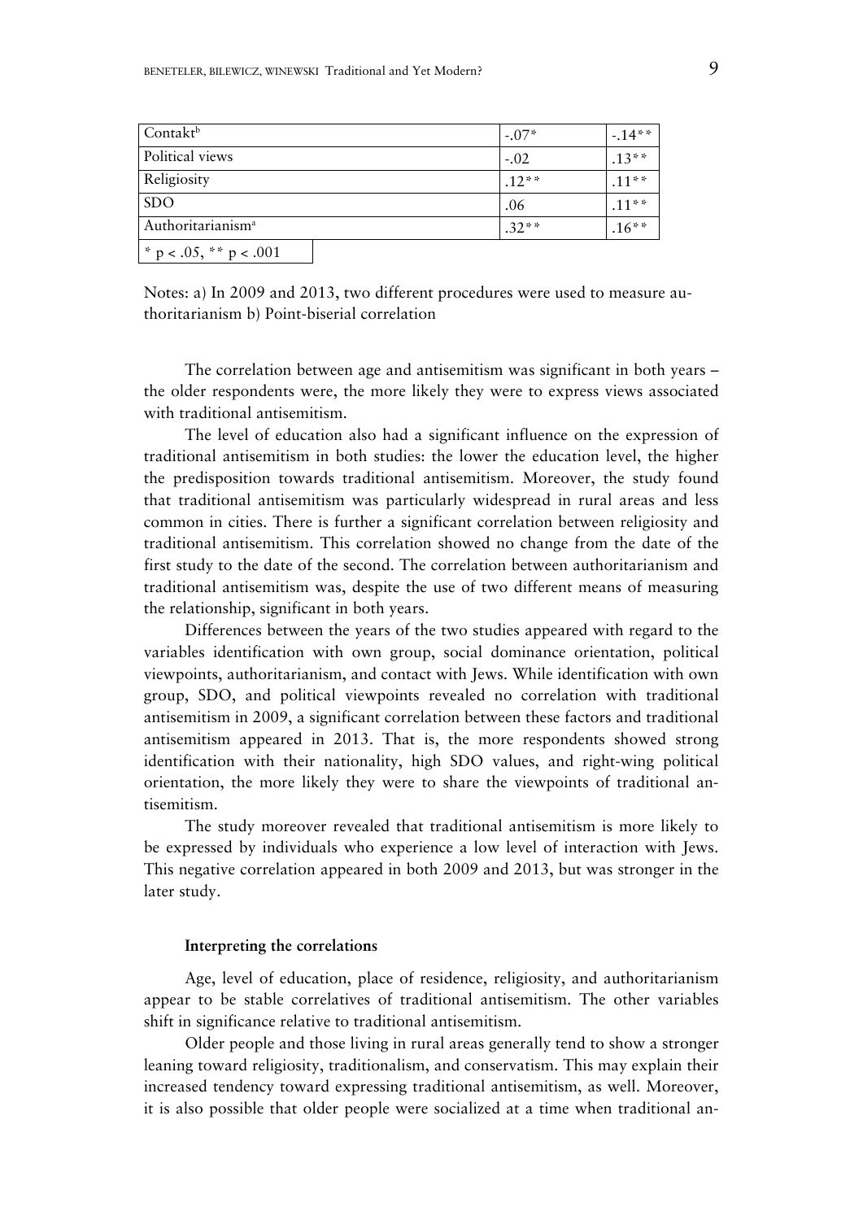| | | |
|---|---|---|
| Contakt[b] | -.07* | -.14** |
| Political views | -.02 | .13** |
| Religiosity | .12** | .11** |
| SDO | .06 | .11** |
| Authoritarianism[a] | .32** | .16** |
| * p < .05, ** p < .001 | | |

Notes: a) In 2009 and 2013, two different procedures were used to measure authoritarianism b) Point-biserial correlation

The correlation between age and antisemitism was significant in both years – the older respondents were, the more likely they were to express views associated with traditional antisemitism.

The level of education also had a significant influence on the expression of traditional antisemitism in both studies: the lower the education level, the higher the predisposition towards traditional antisemitism. Moreover, the study found that traditional antisemitism was particularly widespread in rural areas and less common in cities. There is further a significant correlation between religiosity and traditional antisemitism. This correlation showed no change from the date of the first study to the date of the second. The correlation between authoritarianism and traditional antisemitism was, despite the use of two different means of measuring the relationship, significant in both years.

Differences between the years of the two studies appeared with regard to the variables identification with own group, social dominance orientation, political viewpoints, authoritarianism, and contact with Jews. While identification with own group, SDO, and political viewpoints revealed no correlation with traditional antisemitism in 2009, a significant correlation between these factors and traditional antisemitism appeared in 2013. That is, the more respondents showed strong identification with their nationality, high SDO values, and right-wing political orientation, the more likely they were to share the viewpoints of traditional antisemitism.

The study moreover revealed that traditional antisemitism is more likely to be expressed by individuals who experience a low level of interaction with Jews. This negative correlation appeared in both 2009 and 2013, but was stronger in the later study.

#### Interpreting the correlations

Age, level of education, place of residence, religiosity, and authoritarianism appear to be stable correlatives of traditional antisemitism. The other variables shift in significance relative to traditional antisemitism.

Older people and those living in rural areas generally tend to show a stronger leaning toward religiosity, traditionalism, and conservatism. This may explain their increased tendency toward expressing traditional antisemitism, as well. Moreover, it is also possible that older people were socialized at a time when traditional an-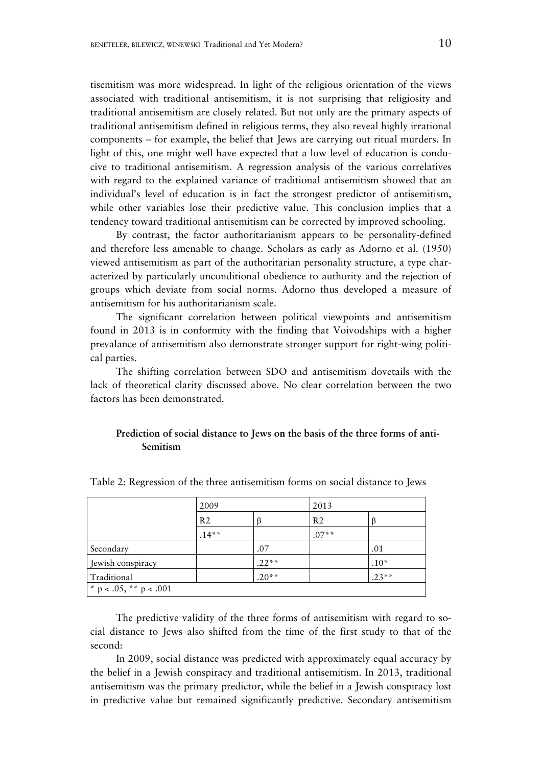tisemitism was more widespread. In light of the religious orientation of the views associated with traditional antisemitism, it is not surprising that religiosity and traditional antisemitism are closely related. But not only are the primary aspects of traditional antisemitism defined in religious terms, they also reveal highly irrational components – for example, the belief that Jews are carrying out ritual murders. In light of this, one might well have expected that a low level of education is conducive to traditional antisemitism. A regression analysis of the various correlatives with regard to the explained variance of traditional antisemitism showed that an individual's level of education is in fact the strongest predictor of antisemitism, while other variables lose their predictive value. This conclusion implies that a tendency toward traditional antisemitism can be corrected by improved schooling.

By contrast, the factor authoritarianism appears to be personality-defined and therefore less amenable to change. Scholars as early as Adorno et al. (1950) viewed antisemitism as part of the authoritarian personality structure, a type characterized by particularly unconditional obedience to authority and the rejection of groups which deviate from social norms. Adorno thus developed a measure of antisemitism for his authoritarianism scale.

The significant correlation between political viewpoints and antisemitism found in 2013 is in conformity with the finding that Voivodships with a higher prevalance of antisemitism also demonstrate stronger support for right-wing political parties.

The shifting correlation between SDO and antisemitism dovetails with the lack of theoretical clarity discussed above. No clear correlation between the two factors has been demonstrated.

### Prediction of social distance to Jews on the basis of the three forms of anti-Semitism

Table 2: Regression of the three antisemitism forms on social distance to Jews

| | 2009 | | 2013 | |
|---|---|---|---|---|
| | $R^2$ | $\beta$ | $R^2$ | $\beta$ |
| | .14** | | .07** | |
| Secondary | | .07 | | .01 |
| Jewish conspiracy | | .22** | | .10* |
| Traditional | | .20** | | .23** |
| * $p < .05$, ** $p < .001$ | | | | |

The predictive validity of the three forms of antisemitism with regard to social distance to Jews also shifted from the time of the first study to that of the second:

In 2009, social distance was predicted with approximately equal accuracy by the belief in a Jewish conspiracy and traditional antisemitism. In 2013, traditional antisemitism was the primary predictor, while the belief in a Jewish conspiracy lost in predictive value but remained significantly predictive. Secondary antisemitism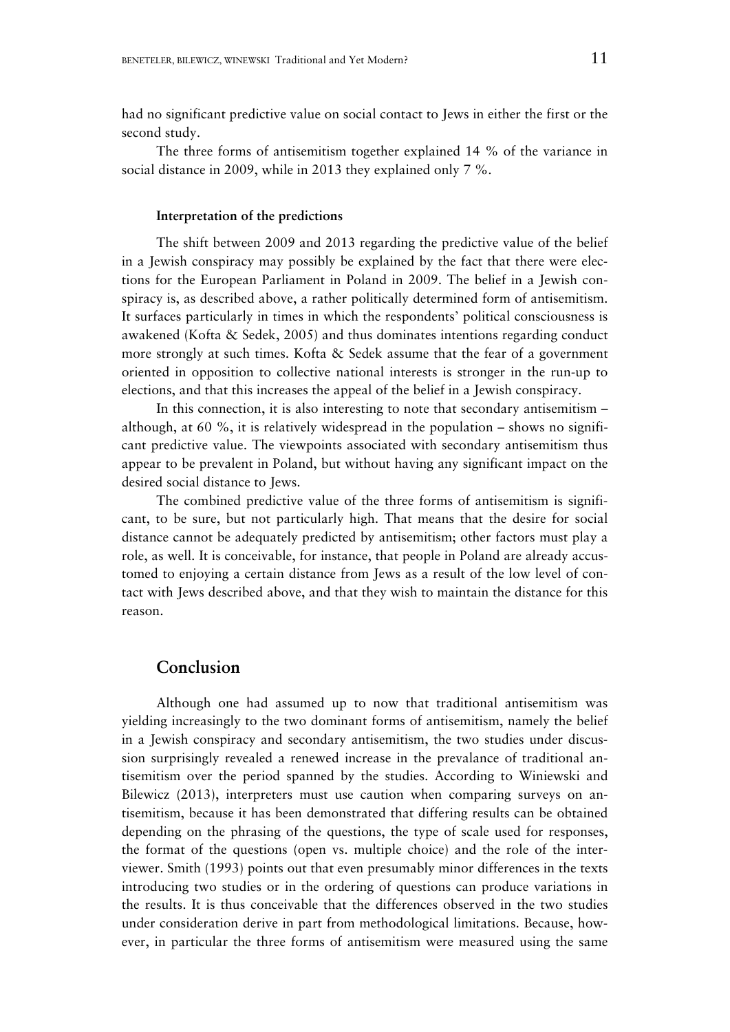had no significant predictive value on social contact to Jews in either the first or the second study.

The three forms of antisemitism together explained 14 % of the variance in social distance in 2009, while in 2013 they explained only 7 %.

### Interpretation of the predictions

The shift between 2009 and 2013 regarding the predictive value of the belief in a Jewish conspiracy may possibly be explained by the fact that there were elections for the European Parliament in Poland in 2009. The belief in a Jewish conspiracy is, as described above, a rather politically determined form of antisemitism. It surfaces particularly in times in which the respondents' political consciousness is awakened (Kofta & Sedek, 2005) and thus dominates intentions regarding conduct more strongly at such times. Kofta & Sedek assume that the fear of a government oriented in opposition to collective national interests is stronger in the run-up to elections, and that this increases the appeal of the belief in a Jewish conspiracy.

In this connection, it is also interesting to note that secondary antisemitism – although, at 60 %, it is relatively widespread in the population – shows no significant predictive value. The viewpoints associated with secondary antisemitism thus appear to be prevalent in Poland, but without having any significant impact on the desired social distance to Jews.

The combined predictive value of the three forms of antisemitism is significant, to be sure, but not particularly high. That means that the desire for social distance cannot be adequately predicted by antisemitism; other factors must play a role, as well. It is conceivable, for instance, that people in Poland are already accustomed to enjoying a certain distance from Jews as a result of the low level of contact with Jews described above, and that they wish to maintain the distance for this reason.

## Conclusion

Although one had assumed up to now that traditional antisemitism was yielding increasingly to the two dominant forms of antisemitism, namely the belief in a Jewish conspiracy and secondary antisemitism, the two studies under discussion surprisingly revealed a renewed increase in the prevalance of traditional antisemitism over the period spanned by the studies. According to Winiewski and Bilewicz (2013), interpreters must use caution when comparing surveys on antisemitism, because it has been demonstrated that differing results can be obtained depending on the phrasing of the questions, the type of scale used for responses, the format of the questions (open vs. multiple choice) and the role of the interviewer. Smith (1993) points out that even presumably minor differences in the texts introducing two studies or in the ordering of questions can produce variations in the results. It is thus conceivable that the differences observed in the two studies under consideration derive in part from methodological limitations. Because, however, in particular the three forms of antisemitism were measured using the same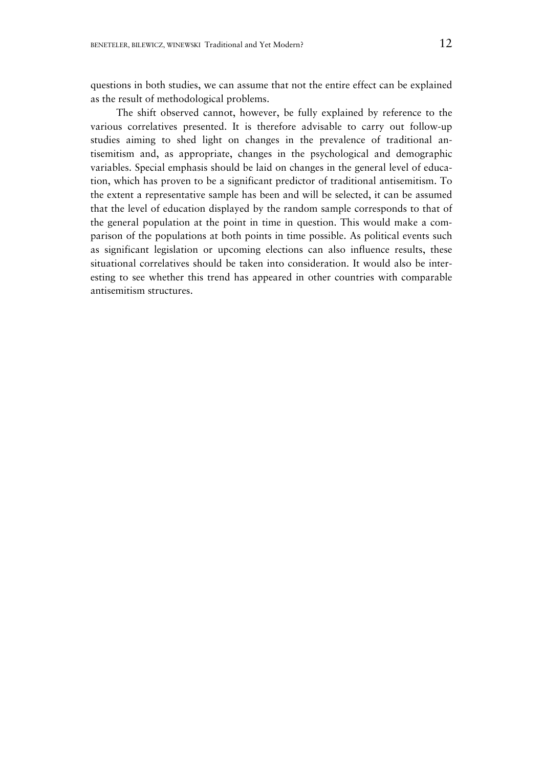questions in both studies, we can assume that not the entire effect can be explained as the result of methodological problems.

The shift observed cannot, however, be fully explained by reference to the various correlatives presented. It is therefore advisable to carry out follow-up studies aiming to shed light on changes in the prevalence of traditional antisemitism and, as appropriate, changes in the psychological and demographic variables. Special emphasis should be laid on changes in the general level of education, which has proven to be a significant predictor of traditional antisemitism. To the extent a representative sample has been and will be selected, it can be assumed that the level of education displayed by the random sample corresponds to that of the general population at the point in time in question. This would make a comparison of the populations at both points in time possible. As political events such as significant legislation or upcoming elections can also influence results, these situational correlatives should be taken into consideration. It would also be interesting to see whether this trend has appeared in other countries with comparable antisemitism structures.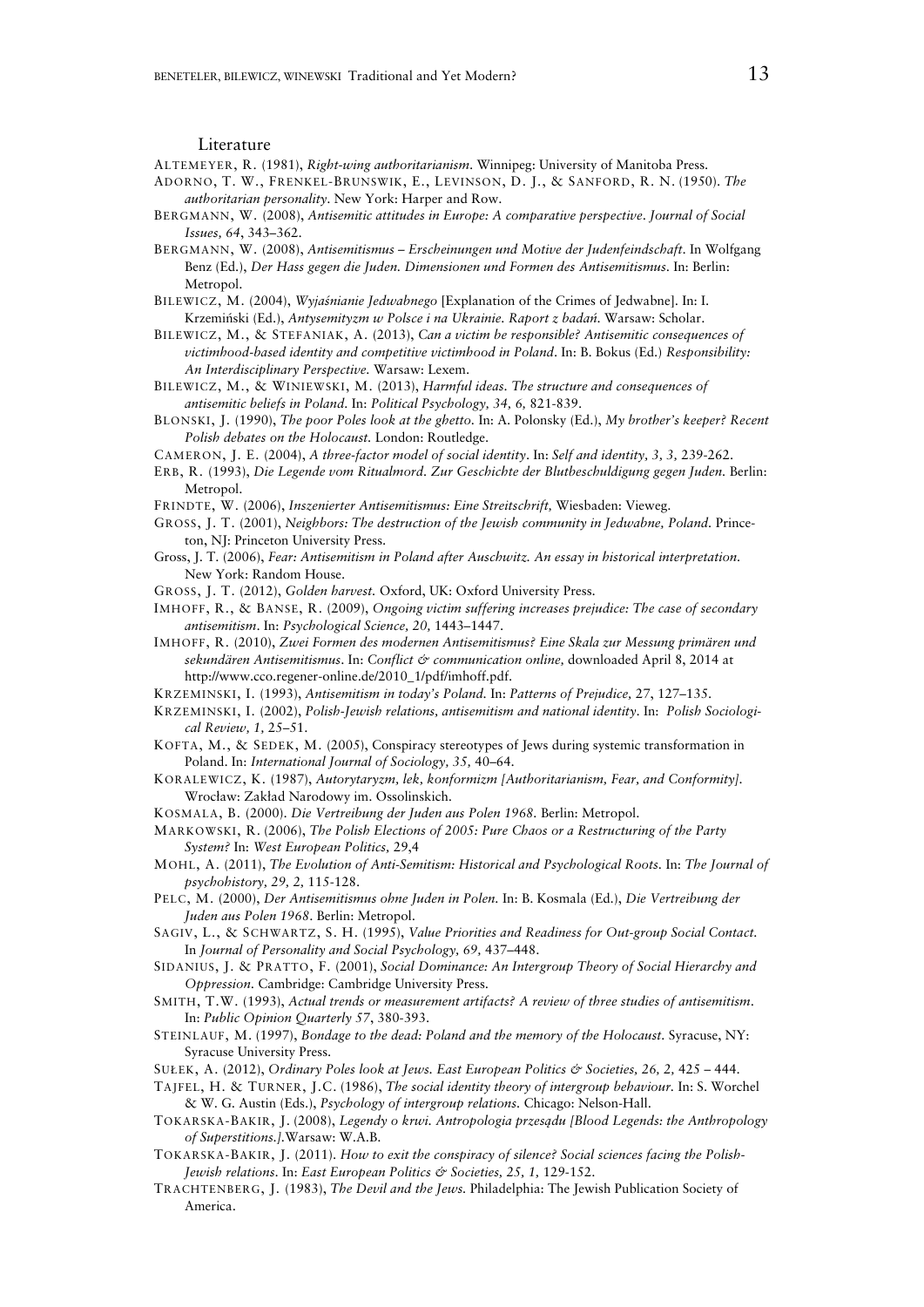Literature

ALTEMEYER, R. (1981), *Right-wing authoritarianism*. Winnipeg: University of Manitoba Press.

ADORNO, T. W., FRENKEL-BRUNSWIK, E., LEVINSON, D. J., & SANFORD, R. N. (1950). *The authoritarian personality*. New York: Harper and Row.

BERGMANN, W. (2008), *Antisemitic attitudes in Europe: A comparative perspective*. *Journal of Social Issues, 64*, 343–362.

BERGMANN, W. (2008), *Antisemitismus – Erscheinungen und Motive der Judenfeindschaft*. In Wolfgang Benz (Ed.), *Der Hass gegen die Juden. Dimensionen und Formen des Antisemitismus*. In: Berlin: Metropol.

BILEWICZ, M. (2004), *Wyjaśnianie Jedwabnego* [Explanation of the Crimes of Jedwabne]. In: I. Krzemiński (Ed.), *Antysemityzm w Polsce i na Ukrainie. Raport z badań.* Warsaw: Scholar.

BILEWICZ, M., & STEFANIAK, A. (2013), *Can a victim be responsible? Antisemitic consequences of victimhood-based identity and competitive victimhood in Poland*. In: B. Bokus (Ed.) *Responsibility: An Interdisciplinary Perspective.* Warsaw: Lexem.

BILEWICZ, M., & WINIEWSKI, M. (2013), *Harmful ideas. The structure and consequences of antisemitic beliefs in Poland*. In: *Political Psychology, 34, 6,* 821-839.

BLONSKI, J. (1990), *The poor Poles look at the ghetto*. In: A. Polonsky (Ed.), *My brother's keeper? Recent Polish debates on the Holocaust.* London: Routledge.

CAMERON, J. E. (2004), *A three-factor model of social identity*. In: *Self and identity, 3, 3,* 239-262.

ERB, R. (1993), *Die Legende vom Ritualmord. Zur Geschichte der Blutbeschuldigung gegen Juden.* Berlin: Metropol.

FRINDTE, W. (2006), *Inszenierter Antisemitismus: Eine Streitschrift,* Wiesbaden: Vieweg.

GROSS, J. T. (2001), *Neighbors: The destruction of the Jewish community in Jedwabne, Poland*. Princeton, NJ: Princeton University Press.

Gross, J. T. (2006), *Fear: Antisemitism in Poland after Auschwitz. An essay in historical interpretation.* New York: Random House.

GROSS, J. T. (2012), *Golden harvest.* Oxford, UK: Oxford University Press.

IMHOFF, R., & BANSE, R. (2009), *Ongoing victim suffering increases prejudice: The case of secondary antisemitism*. In: *Psychological Science, 20,* 1443–1447.

IMHOFF, R. (2010), *Zwei Formen des modernen Antisemitismus? Eine Skala zur Messung primären und sekundären Antisemitismus*. In: *Conflict & communication online,* downloaded April 8, 2014 at http://www.cco.regener-online.de/2010_1/pdf/imhoff.pdf.

KRZEMINSKI, I. (1993), *Antisemitism in today's Poland.* In: *Patterns of Prejudice,* 27, 127–135.

KRZEMINSKI, I. (2002), *Polish-Jewish relations, antisemitism and national identity*. In: *Polish Sociological Review, 1,* 25–51.

KOFTA, M., & SEDEK, M. (2005), Conspiracy stereotypes of Jews during systemic transformation in Poland. In: *International Journal of Sociology, 35,* 40–64.

KORALEWICZ, K. (1987), *Autorytaryzm, lek, konformizm [Authoritarianism, Fear, and Conformity].* Wrocław: Zakład Narodowy im. Ossolinskich.

KOSMALA, B. (2000). *Die Vertreibung der Juden aus Polen 1968.* Berlin: Metropol.

MARKOWSKI, R. (2006), *The Polish Elections of 2005: Pure Chaos or a Restructuring of the Party System?* In: *West European Politics,* 29,4

MOHL, A. (2011), *The Evolution of Anti-Semitism: Historical and Psychological Roots.* In: *The Journal of psychohistory, 29, 2,* 115-128.

PELC, M. (2000), *Der Antisemitismus ohne Juden in Polen.* In: B. Kosmala (Ed.), *Die Vertreibung der Juden aus Polen 1968*. Berlin: Metropol.

SAGIV, L., & SCHWARTZ, S. H. (1995), *Value Priorities and Readiness for Out-group Social Contact.* In *Journal of Personality and Social Psychology, 69,* 437–448.

SIDANIUS, J. & PRATTO, F. (2001), *Social Dominance: An Intergroup Theory of Social Hierarchy and Oppression.* Cambridge: Cambridge University Press.

SMITH, T.W. (1993), *Actual trends or measurement artifacts? A review of three studies of antisemitism*. In: *Public Opinion Quarterly 57*, 380-393.

STEINLAUF, M. (1997), *Bondage to the dead: Poland and the memory of the Holocaust*. Syracuse, NY: Syracuse University Press.

SUŁEK, A. (2012), *Ordinary Poles look at Jews. East European Politics & Societies, 26, 2,* 425 – 444.

TAJFEL, H. & TURNER, J.C. (1986), *The social identity theory of intergroup behaviour.* In: S. Worchel & W. G. Austin (Eds.), *Psychology of intergroup relations.* Chicago: Nelson-Hall.

TOKARSKA-BAKIR, J. (2008), *Legendy o krwi. Antropologia przesądu [Blood Legends: the Anthropology of Superstitions.].*Warsaw: W.A.B.

TOKARSKA-BAKIR, J. (2011). *How to exit the conspiracy of silence? Social sciences facing the Polish-Jewish relations*. In: *East European Politics & Societies, 25, 1,* 129-152.

TRACHTENBERG, J. (1983), *The Devil and the Jews.* Philadelphia: The Jewish Publication Society of America.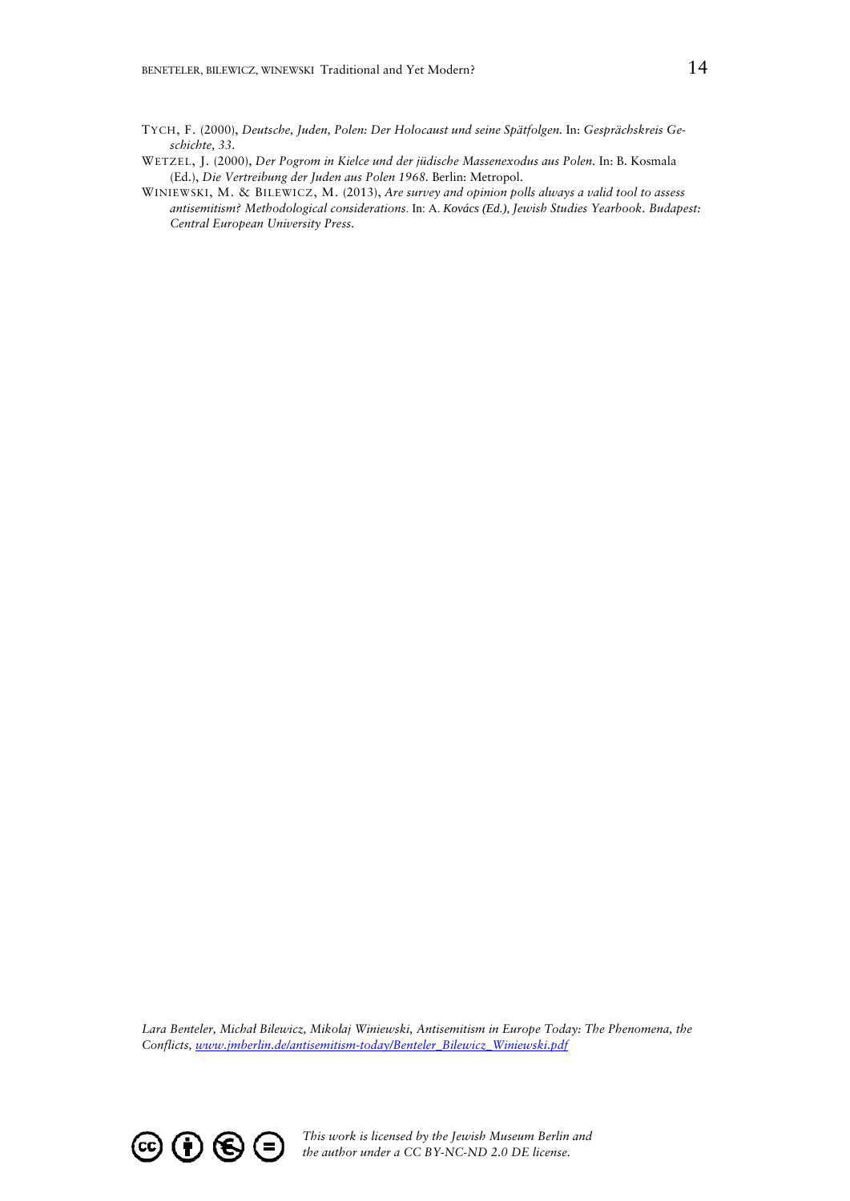TYCH, F. (2000), *Deutsche, Juden, Polen: Der Holocaust und seine Spätfolgen.* In: *Gesprächskreis Geschichte, 33.*

WETZEL, J. (2000), *Der Pogrom in Kielce und der jüdische Massenexodus aus Polen.* In: B. Kosmala (Ed.), *Die Vertreibung der Juden aus Polen 1968.* Berlin: Metropol.

WINIEWSKI, M. & BILEWICZ, M. (2013), *Are survey and opinion polls always a valid tool to assess antisemitism? Methodological considerations.* In: A. *Kovács (Ed.), Jewish Studies Yearbook. Budapest: Central European University Press.*

*Lara Benteler, Michał Bilewicz, Mikołaj Winiewski, Antisemitism in Europe Today: The Phenomena, the Conflicts, [www.jmberlin.de/antisemitism-today/Benteler_Bilewicz_Winiewski.pdf](www.jmberlin.de/antisemitism-today/Benteler_Bilewicz_Winiewski.pdf)*

*This work is licensed by the Jewish Museum Berlin and the author under a CC BY-NC-ND 2.0 DE license.*